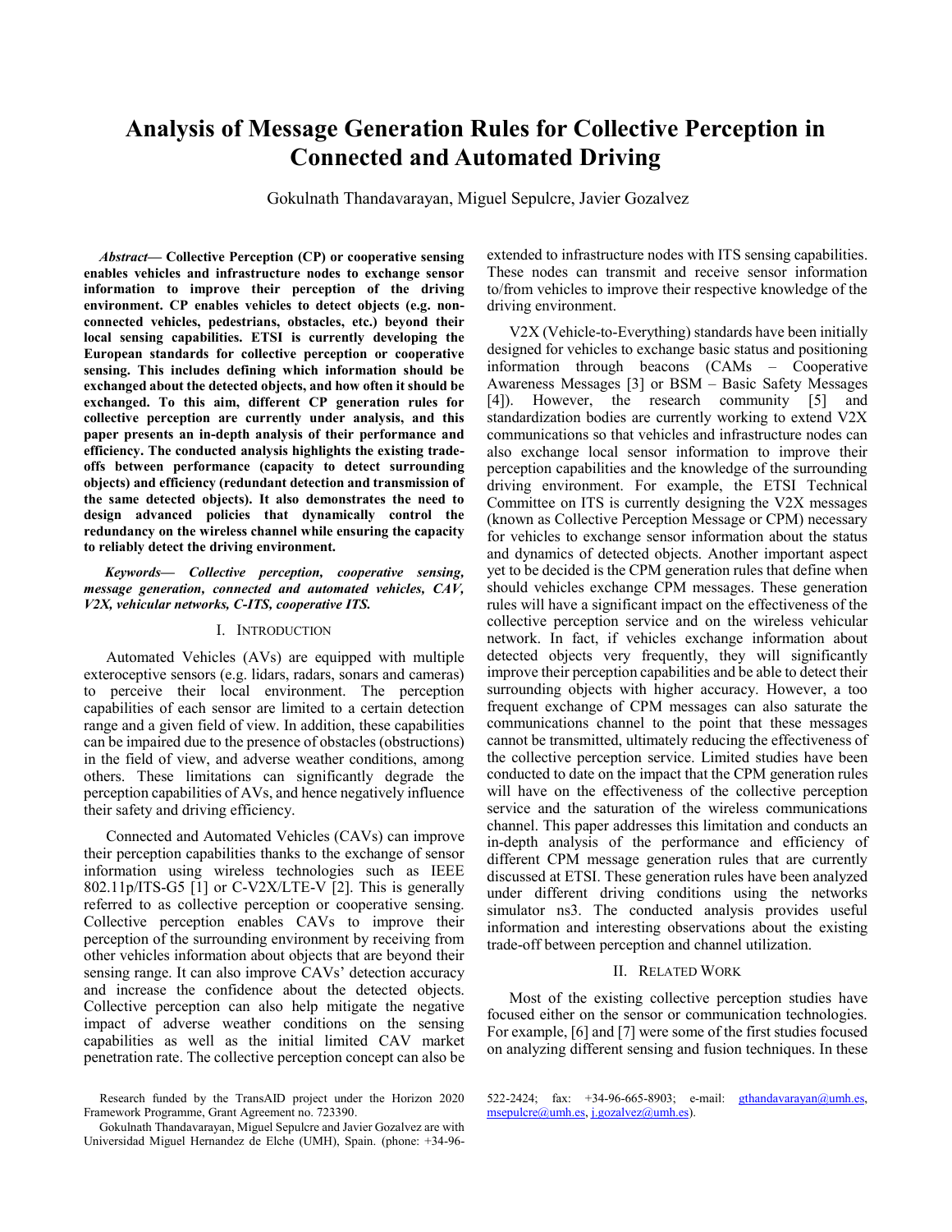# Analysis of Message Generation Rules for Collective Perception in Connected and Automated Driving

Gokulnath Thandavarayan, Miguel Sepulcre, Javier Gozalvez

***Abstract*— Collective Perception (CP) or cooperative sensing enables vehicles and infrastructure nodes to exchange sensor information to improve their perception of the driving environment. CP enables vehicles to detect objects (e.g. non-connected vehicles, pedestrians, obstacles, etc.) beyond their local sensing capabilities. ETSI is currently developing the European standards for collective perception or cooperative sensing. This includes defining which information should be exchanged about the detected objects, and how often it should be exchanged. To this aim, different CP generation rules for collective perception are currently under analysis, and this paper presents an in-depth analysis of their performance and efficiency. The conducted analysis highlights the existing trade-offs between performance (capacity to detect surrounding objects) and efficiency (redundant detection and transmission of the same detected objects). It also demonstrates the need to design advanced policies that dynamically control the redundancy on the wireless channel while ensuring the capacity to reliably detect the driving environment.**

***Keywords— Collective perception, cooperative sensing, message generation, connected and automated vehicles, CAV, V2X, vehicular networks, C-ITS, cooperative ITS.***

## I. Introduction

Automated Vehicles (AVs) are equipped with multiple exteroceptive sensors (e.g. lidars, radars, sonars and cameras) to perceive their local environment. The perception capabilities of each sensor are limited to a certain detection range and a given field of view. In addition, these capabilities can be impaired due to the presence of obstacles (obstructions) in the field of view, and adverse weather conditions, among others. These limitations can significantly degrade the perception capabilities of AVs, and hence negatively influence their safety and driving efficiency.

Connected and Automated Vehicles (CAVs) can improve their perception capabilities thanks to the exchange of sensor information using wireless technologies such as IEEE 802.11p/ITS-G5 [1] or C-V2X/LTE-V [2]. This is generally referred to as collective perception or cooperative sensing. Collective perception enables CAVs to improve their perception of the surrounding environment by receiving from other vehicles information about objects that are beyond their sensing range. It can also improve CAVs' detection accuracy and increase the confidence about the detected objects. Collective perception can also help mitigate the negative impact of adverse weather conditions on the sensing capabilities as well as the initial limited CAV market penetration rate. The collective perception concept can also be extended to infrastructure nodes with ITS sensing capabilities. These nodes can transmit and receive sensor information to/from vehicles to improve their respective knowledge of the driving environment.

V2X (Vehicle-to-Everything) standards have been initially designed for vehicles to exchange basic status and positioning information through beacons (CAMs – Cooperative Awareness Messages [3] or BSM – Basic Safety Messages [4]). However, the research community [5] and standardization bodies are currently working to extend V2X communications so that vehicles and infrastructure nodes can also exchange local sensor information to improve their perception capabilities and the knowledge of the surrounding driving environment. For example, the ETSI Technical Committee on ITS is currently designing the V2X messages (known as Collective Perception Message or CPM) necessary for vehicles to exchange sensor information about the status and dynamics of detected objects. Another important aspect yet to be decided is the CPM generation rules that define when should vehicles exchange CPM messages. These generation rules will have a significant impact on the effectiveness of the collective perception service and on the wireless vehicular network. In fact, if vehicles exchange information about detected objects very frequently, they will significantly improve their perception capabilities and be able to detect their surrounding objects with higher accuracy. However, a too frequent exchange of CPM messages can also saturate the communications channel to the point that these messages cannot be transmitted, ultimately reducing the effectiveness of the collective perception service. Limited studies have been conducted to date on the impact that the CPM generation rules will have on the effectiveness of the collective perception service and the saturation of the wireless communications channel. This paper addresses this limitation and conducts an in-depth analysis of the performance and efficiency of different CPM message generation rules that are currently discussed at ETSI. These generation rules have been analyzed under different driving conditions using the networks simulator ns3. The conducted analysis provides useful information and interesting observations about the existing trade-off between perception and channel utilization.

## II. Related Work

Most of the existing collective perception studies have focused either on the sensor or communication technologies. For example, [6] and [7] were some of the first studies focused on analyzing different sensing and fusion techniques. In these

Research funded by the TransAID project under the Horizon 2020 Framework Programme, Grant Agreement no. 723390.

Gokulnath Thandavarayan, Miguel Sepulcre and Javier Gozalvez are with Universidad Miguel Hernandez de Elche (UMH), Spain. (phone: +34-96-522-2424; fax: +34-96-665-8903; e-mail: gthandavarayan@umh.es, msepulcre@umh.es, j.gozalvez@umh.es).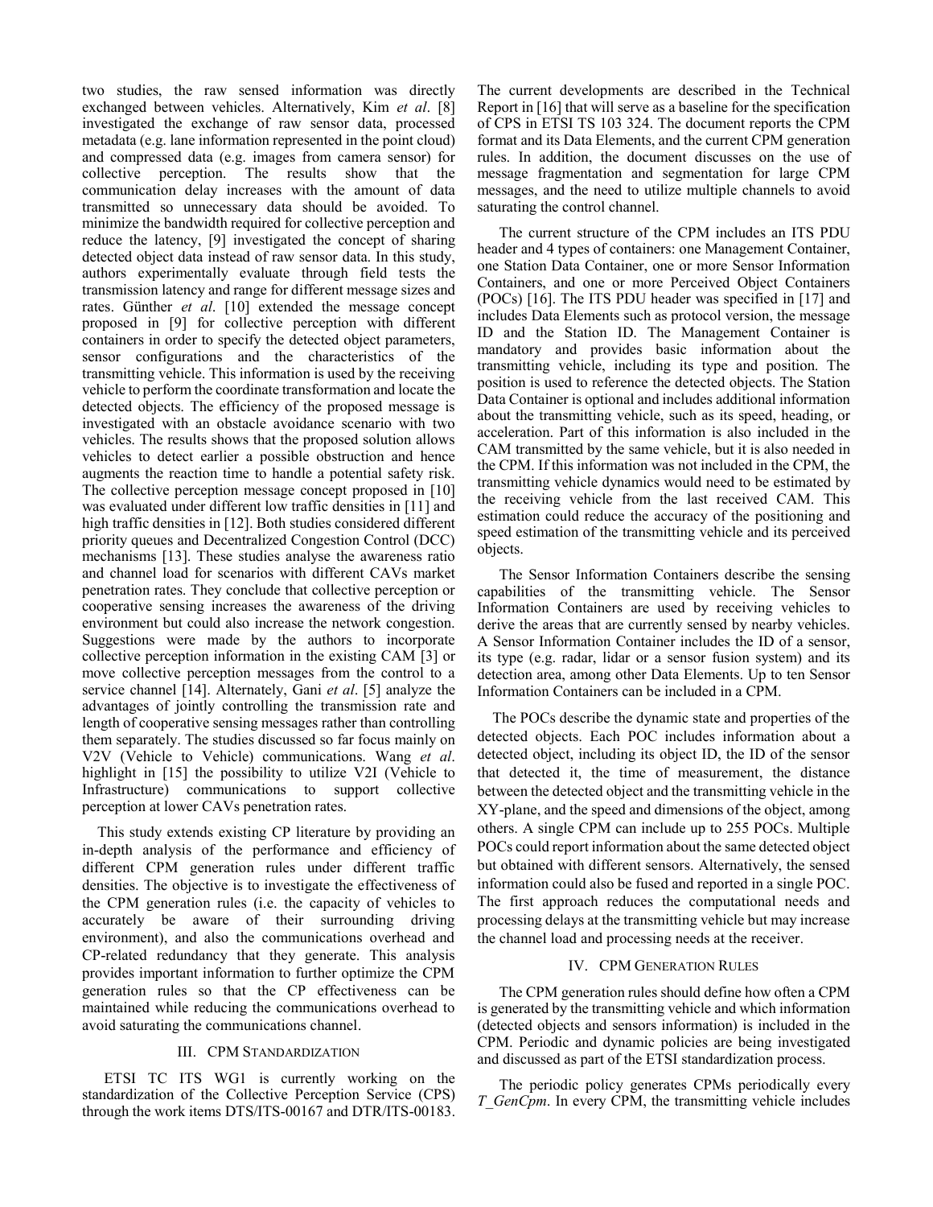two studies, the raw sensed information was directly exchanged between vehicles. Alternatively, Kim *et al*. [8] investigated the exchange of raw sensor data, processed metadata (e.g. lane information represented in the point cloud) and compressed data (e.g. images from camera sensor) for collective perception. The results show that the communication delay increases with the amount of data transmitted so unnecessary data should be avoided. To minimize the bandwidth required for collective perception and reduce the latency, [9] investigated the concept of sharing detected object data instead of raw sensor data. In this study, authors experimentally evaluate through field tests the transmission latency and range for different message sizes and rates. Günther *et al*. [10] extended the message concept proposed in [9] for collective perception with different containers in order to specify the detected object parameters, sensor configurations and the characteristics of the transmitting vehicle. This information is used by the receiving vehicle to perform the coordinate transformation and locate the detected objects. The efficiency of the proposed message is investigated with an obstacle avoidance scenario with two vehicles. The results shows that the proposed solution allows vehicles to detect earlier a possible obstruction and hence augments the reaction time to handle a potential safety risk. The collective perception message concept proposed in [10] was evaluated under different low traffic densities in [11] and high traffic densities in [12]. Both studies considered different priority queues and Decentralized Congestion Control (DCC) mechanisms [13]. These studies analyse the awareness ratio and channel load for scenarios with different CAVs market penetration rates. They conclude that collective perception or cooperative sensing increases the awareness of the driving environment but could also increase the network congestion. Suggestions were made by the authors to incorporate collective perception information in the existing CAM [3] or move collective perception messages from the control to a service channel [14]. Alternately, Gani *et al*. [5] analyze the advantages of jointly controlling the transmission rate and length of cooperative sensing messages rather than controlling them separately. The studies discussed so far focus mainly on V2V (Vehicle to Vehicle) communications. Wang *et al*. highlight in [15] the possibility to utilize V2I (Vehicle to Infrastructure) communications to support collective perception at lower CAVs penetration rates.

This study extends existing CP literature by providing an in-depth analysis of the performance and efficiency of different CPM generation rules under different traffic densities. The objective is to investigate the effectiveness of the CPM generation rules (i.e. the capacity of vehicles to accurately be aware of their surrounding driving environment), and also the communications overhead and CP-related redundancy that they generate. This analysis provides important information to further optimize the CPM generation rules so that the CP effectiveness can be maintained while reducing the communications overhead to avoid saturating the communications channel.

## III. CPM Standardization

ETSI TC ITS WG1 is currently working on the standardization of the Collective Perception Service (CPS) through the work items DTS/ITS-00167 and DTR/ITS-00183. The current developments are described in the Technical Report in [16] that will serve as a baseline for the specification of CPS in ETSI TS 103 324. The document reports the CPM format and its Data Elements, and the current CPM generation rules. In addition, the document discusses on the use of message fragmentation and segmentation for large CPM messages, and the need to utilize multiple channels to avoid saturating the control channel.

The current structure of the CPM includes an ITS PDU header and 4 types of containers: one Management Container, one Station Data Container, one or more Sensor Information Containers, and one or more Perceived Object Containers (POCs) [16]. The ITS PDU header was specified in [17] and includes Data Elements such as protocol version, the message ID and the Station ID. The Management Container is mandatory and provides basic information about the transmitting vehicle, including its type and position. The position is used to reference the detected objects. The Station Data Container is optional and includes additional information about the transmitting vehicle, such as its speed, heading, or acceleration. Part of this information is also included in the CAM transmitted by the same vehicle, but it is also needed in the CPM. If this information was not included in the CPM, the transmitting vehicle dynamics would need to be estimated by the receiving vehicle from the last received CAM. This estimation could reduce the accuracy of the positioning and speed estimation of the transmitting vehicle and its perceived objects.

The Sensor Information Containers describe the sensing capabilities of the transmitting vehicle. The Sensor Information Containers are used by receiving vehicles to derive the areas that are currently sensed by nearby vehicles. A Sensor Information Container includes the ID of a sensor, its type (e.g. radar, lidar or a sensor fusion system) and its detection area, among other Data Elements. Up to ten Sensor Information Containers can be included in a CPM.

The POCs describe the dynamic state and properties of the detected objects. Each POC includes information about a detected object, including its object ID, the ID of the sensor that detected it, the time of measurement, the distance between the detected object and the transmitting vehicle in the XY-plane, and the speed and dimensions of the object, among others. A single CPM can include up to 255 POCs. Multiple POCs could report information about the same detected object but obtained with different sensors. Alternatively, the sensed information could also be fused and reported in a single POC. The first approach reduces the computational needs and processing delays at the transmitting vehicle but may increase the channel load and processing needs at the receiver.

## IV. CPM Generation Rules

The CPM generation rules should define how often a CPM is generated by the transmitting vehicle and which information (detected objects and sensors information) is included in the CPM. Periodic and dynamic policies are being investigated and discussed as part of the ETSI standardization process.

The periodic policy generates CPMs periodically every *T_GenCpm*. In every CPM, the transmitting vehicle includes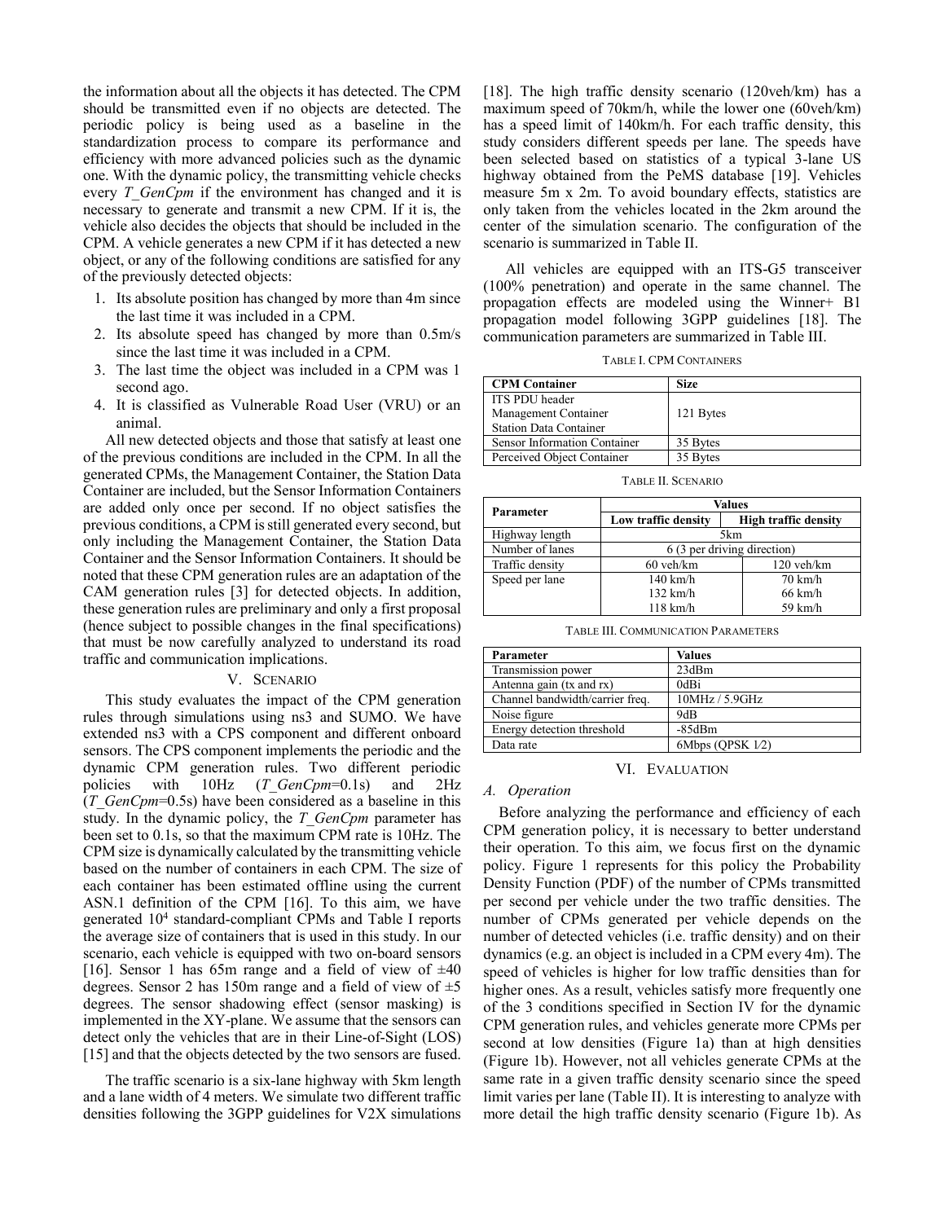the information about all the objects it has detected. The CPM should be transmitted even if no objects are detected. The periodic policy is being used as a baseline in the standardization process to compare its performance and efficiency with more advanced policies such as the dynamic one. With the dynamic policy, the transmitting vehicle checks every *T_GenCpm* if the environment has changed and it is necessary to generate and transmit a new CPM. If it is, the vehicle also decides the objects that should be included in the CPM. A vehicle generates a new CPM if it has detected a new object, or any of the following conditions are satisfied for any of the previously detected objects:

1. Its absolute position has changed by more than 4m since the last time it was included in a CPM.
2. Its absolute speed has changed by more than 0.5m/s since the last time it was included in a CPM.
3. The last time the object was included in a CPM was 1 second ago.
4. It is classified as Vulnerable Road User (VRU) or an animal.

All new detected objects and those that satisfy at least one of the previous conditions are included in the CPM. In all the generated CPMs, the Management Container, the Station Data Container are included, but the Sensor Information Containers are added only once per second. If no object satisfies the previous conditions, a CPM is still generated every second, but only including the Management Container, the Station Data Container and the Sensor Information Containers. It should be noted that these CPM generation rules are an adaptation of the CAM generation rules [3] for detected objects. In addition, these generation rules are preliminary and only a first proposal (hence subject to possible changes in the final specifications) that must be now carefully analyzed to understand its road traffic and communication implications.

## V. Scenario

This study evaluates the impact of the CPM generation rules through simulations using ns3 and SUMO. We have extended ns3 with a CPS component and different onboard sensors. The CPS component implements the periodic and the dynamic CPM generation rules. Two different periodic policies with 10Hz (*T_GenCpm*=0.1s) and 2Hz (*T_GenCpm*=0.5s) have been considered as a baseline in this study. In the dynamic policy, the *T_GenCpm* parameter has been set to 0.1s, so that the maximum CPM rate is 10Hz. The CPM size is dynamically calculated by the transmitting vehicle based on the number of containers in each CPM. The size of each container has been estimated offline using the current ASN.1 definition of the CPM [16]. To this aim, we have generated $10^4$ standard-compliant CPMs and Table I reports the average size of containers that is used in this study. In our scenario, each vehicle is equipped with two on-board sensors [16]. Sensor 1 has 65m range and a field of view of ±40 degrees. Sensor 2 has 150m range and a field of view of ±5 degrees. The sensor shadowing effect (sensor masking) is implemented in the XY-plane. We assume that the sensors can detect only the vehicles that are in their Line-of-Sight (LOS) [15] and that the objects detected by the two sensors are fused.

The traffic scenario is a six-lane highway with 5km length and a lane width of 4 meters. We simulate two different traffic densities following the 3GPP guidelines for V2X simulations [18]. The high traffic density scenario (120veh/km) has a maximum speed of 70km/h, while the lower one (60veh/km) has a speed limit of 140km/h. For each traffic density, this study considers different speeds per lane. The speeds have been selected based on statistics of a typical 3-lane US highway obtained from the PeMS database [19]. Vehicles measure 5m x 2m. To avoid boundary effects, statistics are only taken from the vehicles located in the 2km around the center of the simulation scenario. The configuration of the scenario is summarized in Table II.

All vehicles are equipped with an ITS-G5 transceiver (100% penetration) and operate in the same channel. The propagation effects are modeled using the Winner+ B1 propagation model following 3GPP guidelines [18]. The communication parameters are summarized in Table III.

TABLE I. CPM Containers

| CPM Container | Size |
|---|---|
| ITS PDU header<br>Management Container<br>Station Data Container | 121 Bytes |
| Sensor Information Container | 35 Bytes |
| Perceived Object Container | 35 Bytes |

TABLE II. Scenario

| Parameter | Values | |
|---|---|---|
| | Low traffic density | High traffic density |
| Highway length | 5km | |
| Number of lanes | 6 (3 per driving direction) | |
| Traffic density | 60 veh/km | 120 veh/km |
| Speed per lane | 140 km/h<br>132 km/h<br>118 km/h | 70 km/h<br>66 km/h<br>59 km/h |

TABLE III. Communication Parameters

| Parameter | Values |
|---|---|
| Transmission power | 23dBm |
| Antenna gain (tx and rx) | 0dBi |
| Channel bandwidth/carrier freq. | 10MHz / 5.9GHz |
| Noise figure | 9dB |
| Energy detection threshold | -85dBm |
| Data rate | 6Mbps (QPSK 1/2) |

## VI. Evaluation

### A. Operation

Before analyzing the performance and efficiency of each CPM generation policy, it is necessary to better understand their operation. To this aim, we focus first on the dynamic policy. Figure 1 represents for this policy the Probability Density Function (PDF) of the number of CPMs transmitted per second per vehicle under the two traffic densities. The number of CPMs generated per vehicle depends on the number of detected vehicles (i.e. traffic density) and on their dynamics (e.g. an object is included in a CPM every 4m). The speed of vehicles is higher for low traffic densities than for higher ones. As a result, vehicles satisfy more frequently one of the 3 conditions specified in Section IV for the dynamic CPM generation rules, and vehicles generate more CPMs per second at low densities (Figure 1a) than at high densities (Figure 1b). However, not all vehicles generate CPMs at the same rate in a given traffic density scenario since the speed limit varies per lane (Table II). It is interesting to analyze with more detail the high traffic density scenario (Figure 1b). As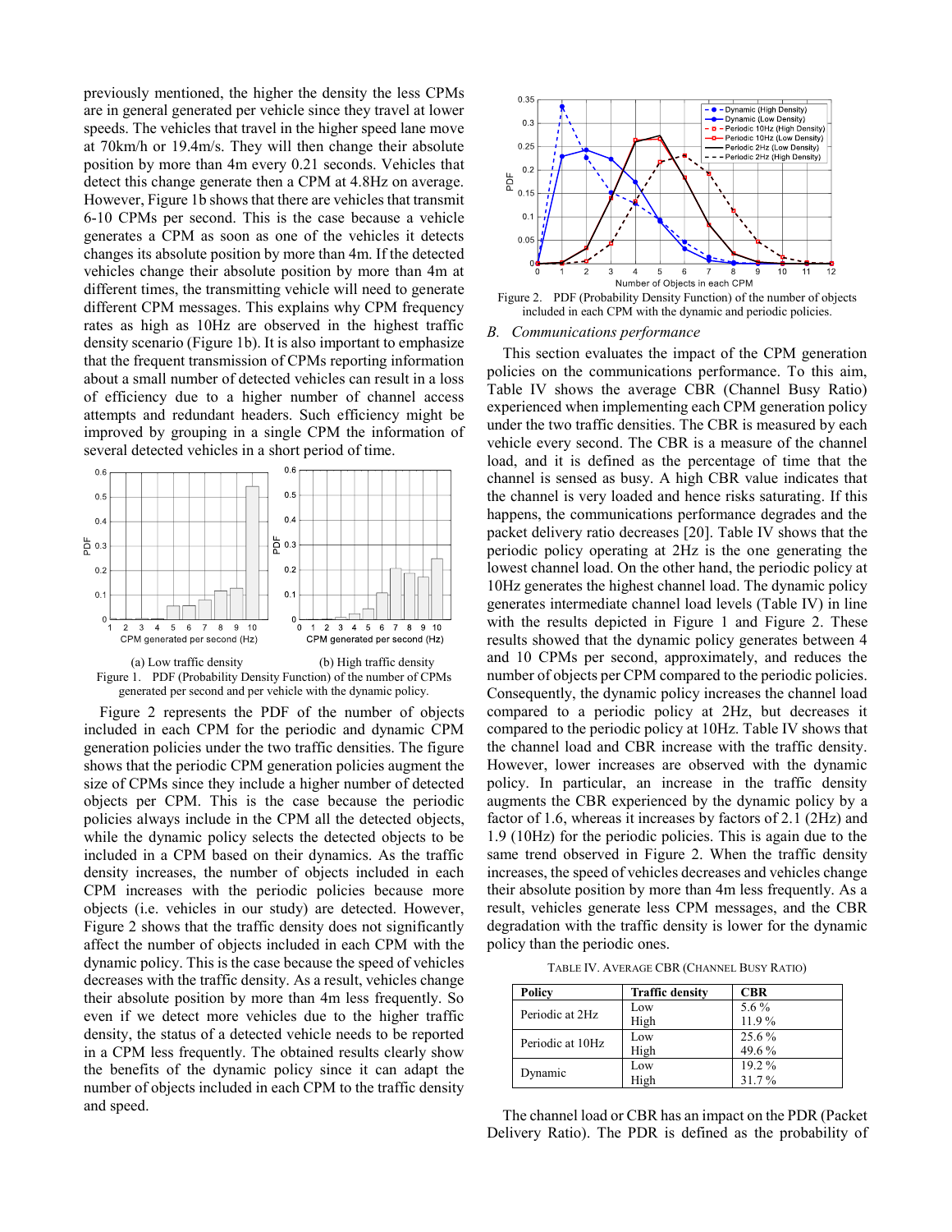previously mentioned, the higher the density the less CPMs are in general generated per vehicle since they travel at lower speeds. The vehicles that travel in the higher speed lane move at 70km/h or 19.4m/s. They will then change their absolute position by more than 4m every 0.21 seconds. Vehicles that detect this change generate then a CPM at 4.8Hz on average. However, Figure 1b shows that there are vehicles that transmit 6-10 CPMs per second. This is the case because a vehicle generates a CPM as soon as one of the vehicles it detects changes its absolute position by more than 4m. If the detected vehicles change their absolute position by more than 4m at different times, the transmitting vehicle will need to generate different CPM messages. This explains why CPM frequency rates as high as 10Hz are observed in the highest traffic density scenario (Figure 1b). It is also important to emphasize that the frequent transmission of CPMs reporting information about a small number of detected vehicles can result in a loss of efficiency due to a higher number of channel access attempts and redundant headers. Such efficiency might be improved by grouping in a single CPM the information of several detected vehicles in a short period of time.

(a) Low traffic density (b) High traffic density

Figure 1. PDF (Probability Density Function) of the number of CPMs generated per second and per vehicle with the dynamic policy.

Figure 2 represents the PDF of the number of objects included in each CPM for the periodic and dynamic CPM generation policies under the two traffic densities. The figure shows that the periodic CPM generation policies augment the size of CPMs since they include a higher number of detected objects per CPM. This is the case because the periodic policies always include in the CPM all the detected objects, while the dynamic policy selects the detected objects to be included in a CPM based on their dynamics. As the traffic density increases, the number of objects included in each CPM increases with the periodic policies because more objects (i.e. vehicles in our study) are detected. However, Figure 2 shows that the traffic density does not significantly affect the number of objects included in each CPM with the dynamic policy. This is the case because the speed of vehicles decreases with the traffic density. As a result, vehicles change their absolute position by more than 4m less frequently. So even if we detect more vehicles due to the higher traffic density, the status of a detected vehicle needs to be reported in a CPM less frequently. The obtained results clearly show the benefits of the dynamic policy since it can adapt the number of objects included in each CPM to the traffic density and speed.

Figure 2. PDF (Probability Density Function) of the number of objects included in each CPM with the dynamic and periodic policies.

### B. *Communications performance*

This section evaluates the impact of the CPM generation policies on the communications performance. To this aim, Table IV shows the average CBR (Channel Busy Ratio) experienced when implementing each CPM generation policy under the two traffic densities. The CBR is measured by each vehicle every second. The CBR is a measure of the channel load, and it is defined as the percentage of time that the channel is sensed as busy. A high CBR value indicates that the channel is very loaded and hence risks saturating. If this happens, the communications performance degrades and the packet delivery ratio decreases [20]. Table IV shows that the periodic policy operating at 2Hz is the one generating the lowest channel load. On the other hand, the periodic policy at 10Hz generates the highest channel load. The dynamic policy generates intermediate channel load levels (Table IV) in line with the results depicted in Figure 1 and Figure 2. These results showed that the dynamic policy generates between 4 and 10 CPMs per second, approximately, and reduces the number of objects per CPM compared to the periodic policies. Consequently, the dynamic policy increases the channel load compared to a periodic policy at 2Hz, but decreases it compared to the periodic policy at 10Hz. Table IV shows that the channel load and CBR increase with the traffic density. However, lower increases are observed with the dynamic policy. In particular, an increase in the traffic density augments the CBR experienced by the dynamic policy by a factor of 1.6, whereas it increases by factors of 2.1 (2Hz) and 1.9 (10Hz) for the periodic policies. This is again due to the same trend observed in Figure 2. When the traffic density increases, the speed of vehicles decreases and vehicles change their absolute position by more than 4m less frequently. As a result, vehicles generate less CPM messages, and the CBR degradation with the traffic density is lower for the dynamic policy than the periodic ones.

TABLE IV. AVERAGE CBR (CHANNEL BUSY RATIO)

| Policy | Traffic density | CBR |
|---|---|---|
| Periodic at 2Hz | Low | 5.6 % |
| | High | 11.9 % |
| Periodic at 10Hz | Low | 25.6 % |
| | High | 49.6 % |
| Dynamic | Low | 19.2 % |
| | High | 31.7 % |

The channel load or CBR has an impact on the PDR (Packet Delivery Ratio). The PDR is defined as the probability of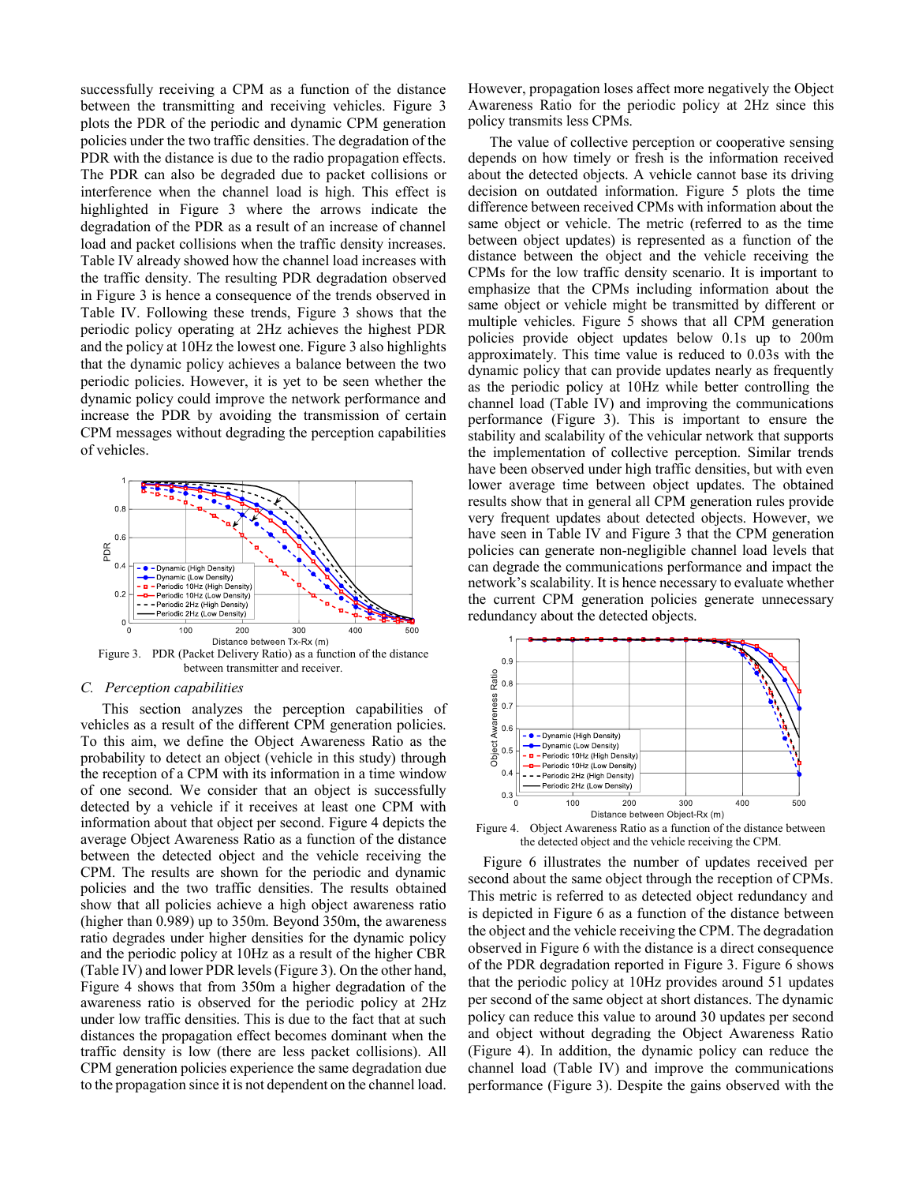successfully receiving a CPM as a function of the distance between the transmitting and receiving vehicles. Figure 3 plots the PDR of the periodic and dynamic CPM generation policies under the two traffic densities. The degradation of the PDR with the distance is due to the radio propagation effects. The PDR can also be degraded due to packet collisions or interference when the channel load is high. This effect is highlighted in Figure 3 where the arrows indicate the degradation of the PDR as a result of an increase of channel load and packet collisions when the traffic density increases. Table IV already showed how the channel load increases with the traffic density. The resulting PDR degradation observed in Figure 3 is hence a consequence of the trends observed in Table IV. Following these trends, Figure 3 shows that the periodic policy operating at 2Hz achieves the highest PDR and the policy at 10Hz the lowest one. Figure 3 also highlights that the dynamic policy achieves a balance between the two periodic policies. However, it is yet to be seen whether the dynamic policy could improve the network performance and increase the PDR by avoiding the transmission of certain CPM messages without degrading the perception capabilities of vehicles.

Figure 3. PDR (Packet Delivery Ratio) as a function of the distance between transmitter and receiver.

### C. Perception capabilities

This section analyzes the perception capabilities of vehicles as a result of the different CPM generation policies. To this aim, we define the Object Awareness Ratio as the probability to detect an object (vehicle in this study) through the reception of a CPM with its information in a time window of one second. We consider that an object is successfully detected by a vehicle if it receives at least one CPM with information about that object per second. Figure 4 depicts the average Object Awareness Ratio as a function of the distance between the detected object and the vehicle receiving the CPM. The results are shown for the periodic and dynamic policies and the two traffic densities. The results obtained show that all policies achieve a high object awareness ratio (higher than 0.989) up to 350m. Beyond 350m, the awareness ratio degrades under higher densities for the dynamic policy and the periodic policy at 10Hz as a result of the higher CBR (Table IV) and lower PDR levels (Figure 3). On the other hand, Figure 4 shows that from 350m a higher degradation of the awareness ratio is observed for the periodic policy at 2Hz under low traffic densities. This is due to the fact that at such distances the propagation effect becomes dominant when the traffic density is low (there are less packet collisions). All CPM generation policies experience the same degradation due to the propagation since it is not dependent on the channel load. However, propagation loses affect more negatively the Object Awareness Ratio for the periodic policy at 2Hz since this policy transmits less CPMs.

The value of collective perception or cooperative sensing depends on how timely or fresh is the information received about the detected objects. A vehicle cannot base its driving decision on outdated information. Figure 5 plots the time difference between received CPMs with information about the same object or vehicle. The metric (referred to as the time between object updates) is represented as a function of the distance between the object and the vehicle receiving the CPMs for the low traffic density scenario. It is important to emphasize that the CPMs including information about the same object or vehicle might be transmitted by different or multiple vehicles. Figure 5 shows that all CPM generation policies provide object updates below 0.1s up to 200m approximately. This time value is reduced to 0.03s with the dynamic policy that can provide updates nearly as frequently as the periodic policy at 10Hz while better controlling the channel load (Table IV) and improving the communications performance (Figure 3). This is important to ensure the stability and scalability of the vehicular network that supports the implementation of collective perception. Similar trends have been observed under high traffic densities, but with even lower average time between object updates. The obtained results show that in general all CPM generation rules provide very frequent updates about detected objects. However, we have seen in Table IV and Figure 3 that the CPM generation policies can generate non-negligible channel load levels that can degrade the communications performance and impact the network's scalability. It is hence necessary to evaluate whether the current CPM generation policies generate unnecessary redundancy about the detected objects.

Figure 4. Object Awareness Ratio as a function of the distance between the detected object and the vehicle receiving the CPM.

Figure 6 illustrates the number of updates received per second about the same object through the reception of CPMs. This metric is referred to as detected object redundancy and is depicted in Figure 6 as a function of the distance between the object and the vehicle receiving the CPM. The degradation observed in Figure 6 with the distance is a direct consequence of the PDR degradation reported in Figure 3. Figure 6 shows that the periodic policy at 10Hz provides around 51 updates per second of the same object at short distances. The dynamic policy can reduce this value to around 30 updates per second and object without degrading the Object Awareness Ratio (Figure 4). In addition, the dynamic policy can reduce the channel load (Table IV) and improve the communications performance (Figure 3). Despite the gains observed with the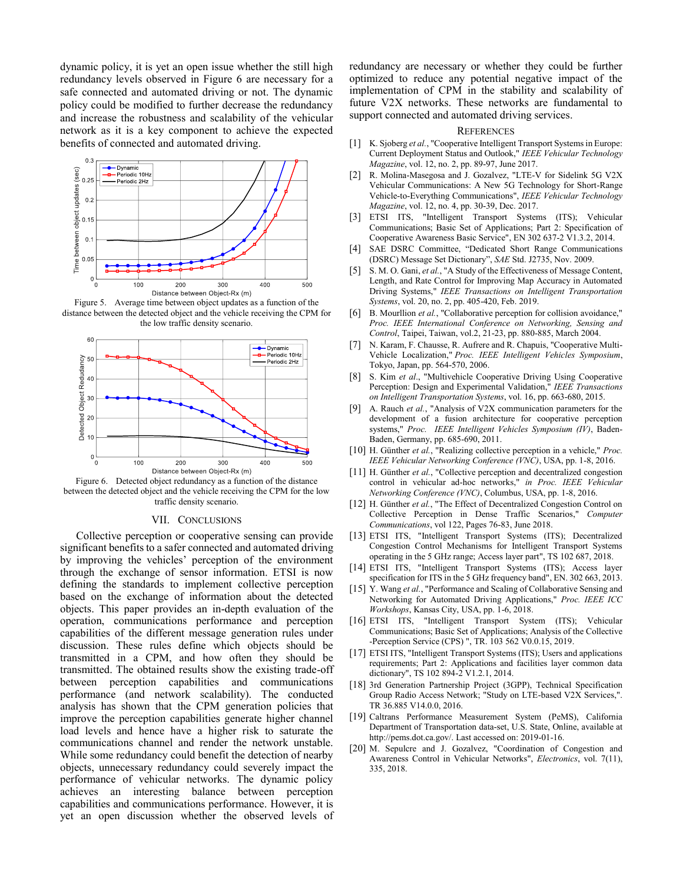dynamic policy, it is yet an open issue whether the still high redundancy levels observed in Figure 6 are necessary for a safe connected and automated driving or not. The dynamic policy could be modified to further decrease the redundancy and increase the robustness and scalability of the vehicular network as it is a key component to achieve the expected benefits of connected and automated driving.

Time between object updates (sec)
0.3
0.25
0.2
0.15
0.1
0.05
0
0
100
200
300
400
500
Distance between Object-Rx (m)
Dynamic
Periodic 10Hz
Periodic 2Hz

Figure 5. Average time between object updates as a function of the distance between the detected object and the vehicle receiving the CPM for the low traffic density scenario.

Detected Object Redundancy
60
50
40
30
20
10
0
0
100
200
300
400
500
Distance between Object-Rx (m)
Dynamic
Periodic 10Hz
Periodic 2Hz

Figure 6. Detected object redundancy as a function of the distance between the detected object and the vehicle receiving the CPM for the low traffic density scenario.

## VII. Conclusions

Collective perception or cooperative sensing can provide significant benefits to a safer connected and automated driving by improving the vehicles' perception of the environment through the exchange of sensor information. ETSI is now defining the standards to implement collective perception based on the exchange of information about the detected objects. This paper provides an in-depth evaluation of the operation, communications performance and perception capabilities of the different message generation rules under discussion. These rules define which objects should be transmitted in a CPM, and how often they should be transmitted. The obtained results show the existing trade-off between perception capabilities and communications performance (and network scalability). The conducted analysis has shown that the CPM generation policies that improve the perception capabilities generate higher channel load levels and hence have a higher risk to saturate the communications channel and render the network unstable. While some redundancy could benefit the detection of nearby objects, unnecessary redundancy could severely impact the performance of vehicular networks. The dynamic policy achieves an interesting balance between perception capabilities and communications performance. However, it is yet an open discussion whether the observed levels of redundancy are necessary or whether they could be further optimized to reduce any potential negative impact of the implementation of CPM in the stability and scalability of future V2X networks. These networks are fundamental to support connected and automated driving services.

## References

[1] K. Sjoberg *et al.*, "Cooperative Intelligent Transport Systems in Europe: Current Deployment Status and Outlook," *IEEE Vehicular Technology Magazine*, vol. 12, no. 2, pp. 89-97, June 2017.

[2] R. Molina-Masegosa and J. Gozalvez, "LTE-V for Sidelink 5G V2X Vehicular Communications: A New 5G Technology for Short-Range Vehicle-to-Everything Communications", *IEEE Vehicular Technology Magazine*, vol. 12, no. 4, pp. 30-39, Dec. 2017.

[3] ETSI ITS, "Intelligent Transport Systems (ITS); Vehicular Communications; Basic Set of Applications; Part 2: Specification of Cooperative Awareness Basic Service", EN 302 637-2 V1.3.2, 2014.

[4] SAE DSRC Committee, "Dedicated Short Range Communications (DSRC) Message Set Dictionary", *SAE* Std. J2735, Nov. 2009.

[5] S. M. O. Gani, *et al.*, "A Study of the Effectiveness of Message Content, Length, and Rate Control for Improving Map Accuracy in Automated Driving Systems," *IEEE Transactions on Intelligent Transportation Systems*, vol. 20, no. 2, pp. 405-420, Feb. 2019.

[6] B. Mourllion *et al.*, "Collaborative perception for collision avoidance," *Proc. IEEE International Conference on Networking, Sensing and Control*, Taipei, Taiwan, vol.2, 21-23, pp. 880-885, March 2004.

[7] N. Karam, F. Chausse, R. Aufrere and R. Chapuis, "Cooperative Multi-Vehicle Localization," *Proc. IEEE Intelligent Vehicles Symposium*, Tokyo, Japan, pp. 564-570, 2006.

[8] S. Kim *et al.*, "Multivehicle Cooperative Driving Using Cooperative Perception: Design and Experimental Validation," *IEEE Transactions on Intelligent Transportation Systems*, vol. 16, pp. 663-680, 2015.

[9] A. Rauch *et al.*, "Analysis of V2X communication parameters for the development of a fusion architecture for cooperative perception systems," *Proc. IEEE Intelligent Vehicles Symposium (IV)*, Baden-Baden, Germany, pp. 685-690, 2011.

[10] H. Günther *et al.*, "Realizing collective perception in a vehicle," *Proc. IEEE Vehicular Networking Conference (VNC)*, USA, pp. 1-8, 2016.

[11] H. Günther *et al.*, "Collective perception and decentralized congestion control in vehicular ad-hoc networks," *in Proc. IEEE Vehicular Networking Conference (VNC)*, Columbus, USA, pp. 1-8, 2016.

[12] H. Günther *et al.*, "The Effect of Decentralized Congestion Control on Collective Perception in Dense Traffic Scenarios," *Computer Communications*, vol 122, Pages 76-83, June 2018.

[13] ETSI ITS, "Intelligent Transport Systems (ITS); Decentralized Congestion Control Mechanisms for Intelligent Transport Systems operating in the 5 GHz range; Access layer part", TS 102 687, 2018.

[14] ETSI ITS, "Intelligent Transport Systems (ITS); Access layer specification for ITS in the 5 GHz frequency band", EN. 302 663, 2013.

[15] Y. Wang *et al.*, "Performance and Scaling of Collaborative Sensing and Networking for Automated Driving Applications," *Proc. IEEE ICC Workshops*, Kansas City, USA, pp. 1-6, 2018.

[16] ETSI ITS, "Intelligent Transport System (ITS); Vehicular Communications; Basic Set of Applications; Analysis of the Collective -Perception Service (CPS) ", TR. 103 562 V0.0.15, 2019.

[17] ETSI ITS, "Intelligent Transport Systems (ITS); Users and applications requirements; Part 2: Applications and facilities layer common data dictionary", TS 102 894-2 V1.2.1, 2014.

[18] 3rd Generation Partnership Project (3GPP), Technical Specification Group Radio Access Network; "Study on LTE-based V2X Services,". TR 36.885 V14.0.0, 2016.

[19] Caltrans Performance Measurement System (PeMS), California Department of Transportation data-set, U.S. State, Online, available at http://pems.dot.ca.gov/. Last accessed on: 2019-01-16.

[20] M. Sepulcre and J. Gozalvez, "Coordination of Congestion and Awareness Control in Vehicular Networks", *Electronics*, vol. 7(11), 335, 2018.